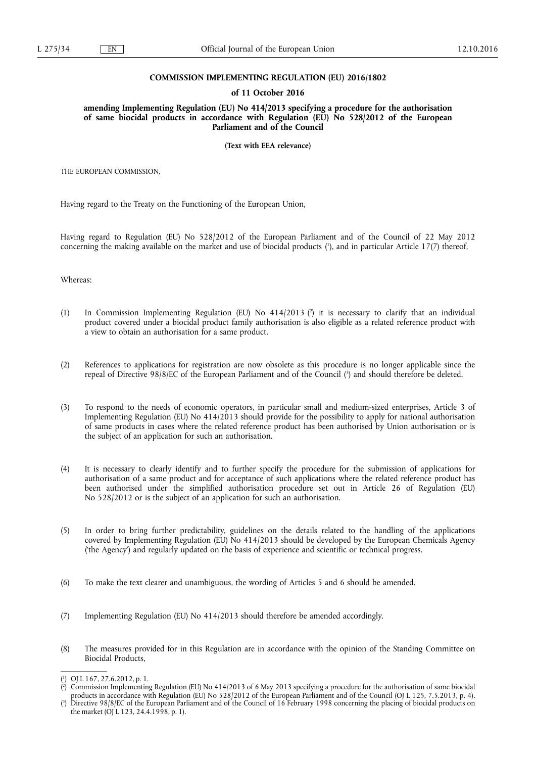**COMMISSION IMPLEMENTING REGULATION (EU) 2016/1802**

**of 11 October 2016**

**amending Implementing Regulation (EU) No 414/2013 specifying a procedure for the authorisation of same biocidal products in accordance with Regulation (EU) No 528/2012 of the European Parliament and of the Council**

**(Text with EEA relevance)**

THE EUROPEAN COMMISSION,

Having regard to the Treaty on the Functioning of the European Union,

Having regard to Regulation (EU) No 528/2012 of the European Parliament and of the Council of 22 May 2012 concerning the making available on the market and use of biocidal products [1], and in particular Article 17(7) thereof,

Whereas:

(1) In Commission Implementing Regulation (EU) No 414/2013 [2] it is necessary to clarify that an individual product covered under a biocidal product family authorisation is also eligible as a related reference product with a view to obtain an authorisation for a same product.

(2) References to applications for registration are now obsolete as this procedure is no longer applicable since the repeal of Directive 98/8/EC of the European Parliament and of the Council [3] and should therefore be deleted.

(3) To respond to the needs of economic operators, in particular small and medium-sized enterprises, Article 3 of Implementing Regulation (EU) No 414/2013 should provide for the possibility to apply for national authorisation of same products in cases where the related reference product has been authorised by Union authorisation or is the subject of an application for such an authorisation.

(4) It is necessary to clearly identify and to further specify the procedure for the submission of applications for authorisation of a same product and for acceptance of such applications where the related reference product has been authorised under the simplified authorisation procedure set out in Article 26 of Regulation (EU) No 528/2012 or is the subject of an application for such an authorisation.

(5) In order to bring further predictability, guidelines on the details related to the handling of the applications covered by Implementing Regulation (EU) No 414/2013 should be developed by the European Chemicals Agency ('the Agency') and regularly updated on the basis of experience and scientific or technical progress.

(6) To make the text clearer and unambiguous, the wording of Articles 5 and 6 should be amended.

(7) Implementing Regulation (EU) No 414/2013 should therefore be amended accordingly.

(8) The measures provided for in this Regulation are in accordance with the opinion of the Standing Committee on Biocidal Products,

---

[1] OJ L 167, 27.6.2012, p. 1.

[2] Commission Implementing Regulation (EU) No 414/2013 of 6 May 2013 specifying a procedure for the authorisation of same biocidal products in accordance with Regulation (EU) No 528/2012 of the European Parliament and of the Council (OJ L 125, 7.5.2013, p. 4).

[3] Directive 98/8/EC of the European Parliament and of the Council of 16 February 1998 concerning the placing of biocidal products on the market (OJ L 123, 24.4.1998, p. 1).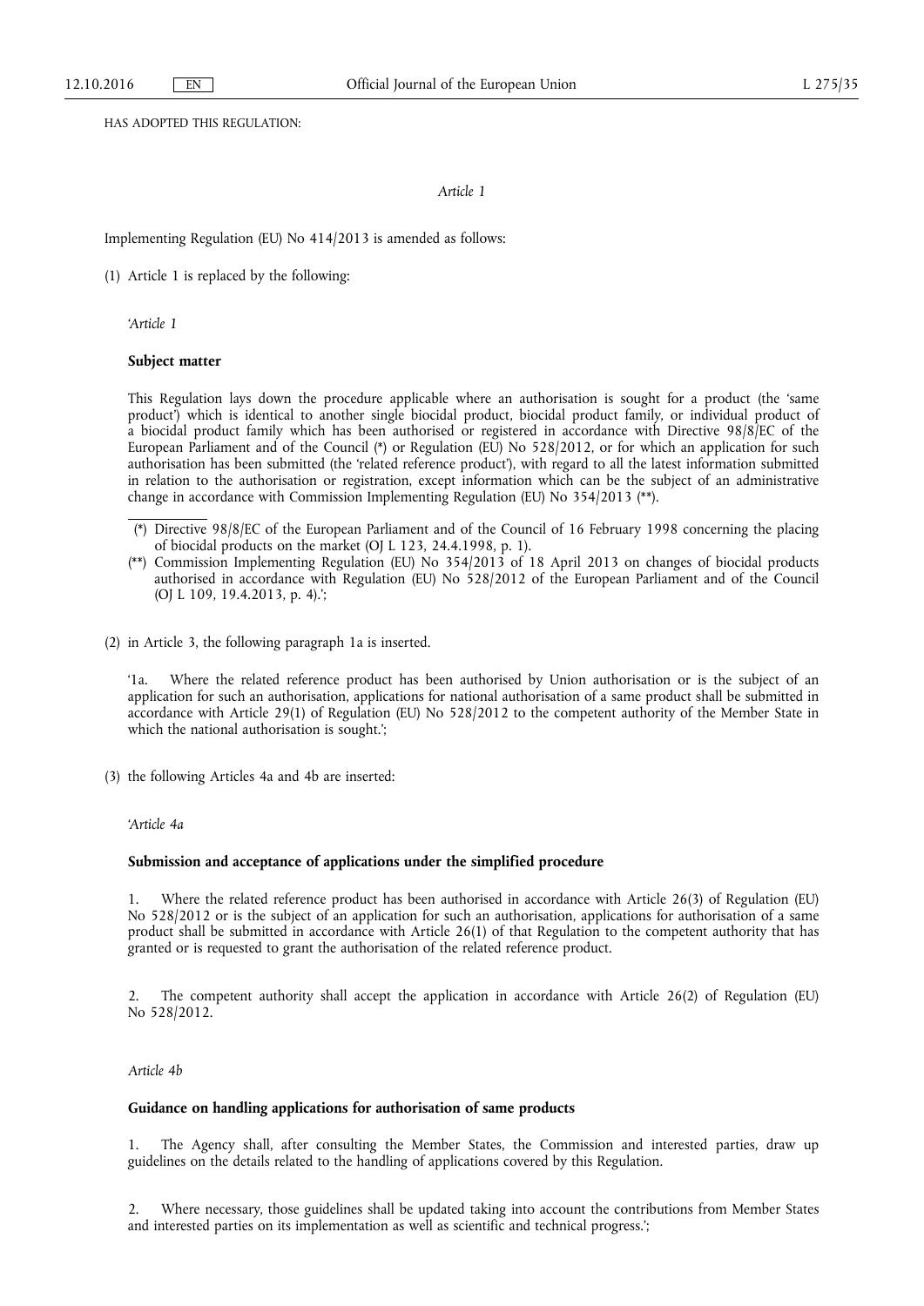HAS ADOPTED THIS REGULATION:

*Article 1*

Implementing Regulation (EU) No 414/2013 is amended as follows:

(1) Article 1 is replaced by the following:

'*Article 1*

**Subject matter**

This Regulation lays down the procedure applicable where an authorisation is sought for a product (the 'same product') which is identical to another single biocidal product, biocidal product family, or individual product of a biocidal product family which has been authorised or registered in accordance with Directive 98/8/EC of the European Parliament and of the Council (*) or Regulation (EU) No 528/2012, or for which an application for such authorisation has been submitted (the 'related reference product'), with regard to all the latest information submitted in relation to the authorisation or registration, except information which can be the subject of an administrative change in accordance with Commission Implementing Regulation (EU) No 354/2013 (**).

(*) Directive 98/8/EC of the European Parliament and of the Council of 16 February 1998 concerning the placing of biocidal products on the market (OJ L 123, 24.4.1998, p. 1).

(**) Commission Implementing Regulation (EU) No 354/2013 of 18 April 2013 on changes of biocidal products authorised in accordance with Regulation (EU) No 528/2012 of the European Parliament and of the Council (OJ L 109, 19.4.2013, p. 4).';

(2) in Article 3, the following paragraph 1a is inserted.

'1a. Where the related reference product has been authorised by Union authorisation or is the subject of an application for such an authorisation, applications for national authorisation of a same product shall be submitted in accordance with Article 29(1) of Regulation (EU) No 528/2012 to the competent authority of the Member State in which the national authorisation is sought.';

(3) the following Articles 4a and 4b are inserted:

'*Article 4a*

**Submission and acceptance of applications under the simplified procedure**

1. Where the related reference product has been authorised in accordance with Article 26(3) of Regulation (EU) No 528/2012 or is the subject of an application for such an authorisation, applications for authorisation of a same product shall be submitted in accordance with Article 26(1) of that Regulation to the competent authority that has granted or is requested to grant the authorisation of the related reference product.

2. The competent authority shall accept the application in accordance with Article 26(2) of Regulation (EU) No 528/2012.

*Article 4b*

**Guidance on handling applications for authorisation of same products**

1. The Agency shall, after consulting the Member States, the Commission and interested parties, draw up guidelines on the details related to the handling of applications covered by this Regulation.

2. Where necessary, those guidelines shall be updated taking into account the contributions from Member States and interested parties on its implementation as well as scientific and technical progress.';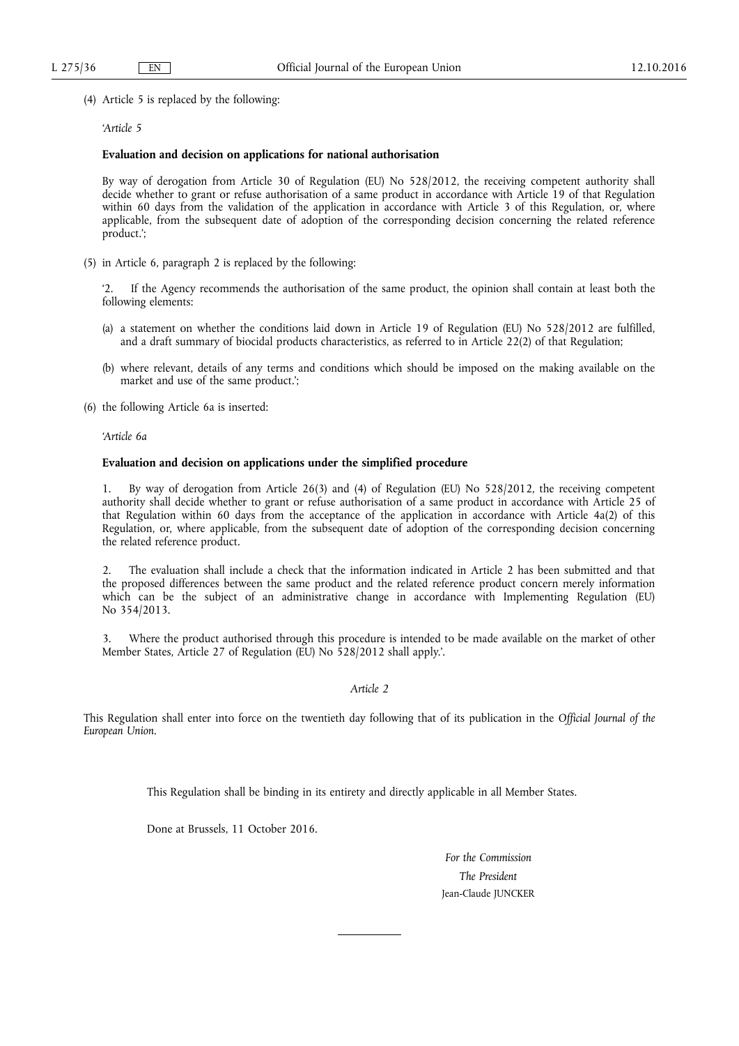(4) Article 5 is replaced by the following:

'*Article 5*

**Evaluation and decision on applications for national authorisation**

By way of derogation from Article 30 of Regulation (EU) No 528/2012, the receiving competent authority shall decide whether to grant or refuse authorisation of a same product in accordance with Article 19 of that Regulation within 60 days from the validation of the application in accordance with Article 3 of this Regulation, or, where applicable, from the subsequent date of adoption of the corresponding decision concerning the related reference product.';

(5) in Article 6, paragraph 2 is replaced by the following:

'2. If the Agency recommends the authorisation of the same product, the opinion shall contain at least both the following elements:

(a) a statement on whether the conditions laid down in Article 19 of Regulation (EU) No 528/2012 are fulfilled, and a draft summary of biocidal products characteristics, as referred to in Article 22(2) of that Regulation;

(b) where relevant, details of any terms and conditions which should be imposed on the making available on the market and use of the same product.';

(6) the following Article 6a is inserted:

'*Article 6a*

**Evaluation and decision on applications under the simplified procedure**

1. By way of derogation from Article 26(3) and (4) of Regulation (EU) No 528/2012, the receiving competent authority shall decide whether to grant or refuse authorisation of a same product in accordance with Article 25 of that Regulation within 60 days from the acceptance of the application in accordance with Article 4a(2) of this Regulation, or, where applicable, from the subsequent date of adoption of the corresponding decision concerning the related reference product.

2. The evaluation shall include a check that the information indicated in Article 2 has been submitted and that the proposed differences between the same product and the related reference product concern merely information which can be the subject of an administrative change in accordance with Implementing Regulation (EU) No 354/2013.

3. Where the product authorised through this procedure is intended to be made available on the market of other Member States, Article 27 of Regulation (EU) No 528/2012 shall apply.'.

*Article 2*

This Regulation shall enter into force on the twentieth day following that of its publication in the *Official Journal of the European Union*.

This Regulation shall be binding in its entirety and directly applicable in all Member States.

Done at Brussels, 11 October 2016.

*For the Commission*

*The President*

Jean-Claude JUNCKER